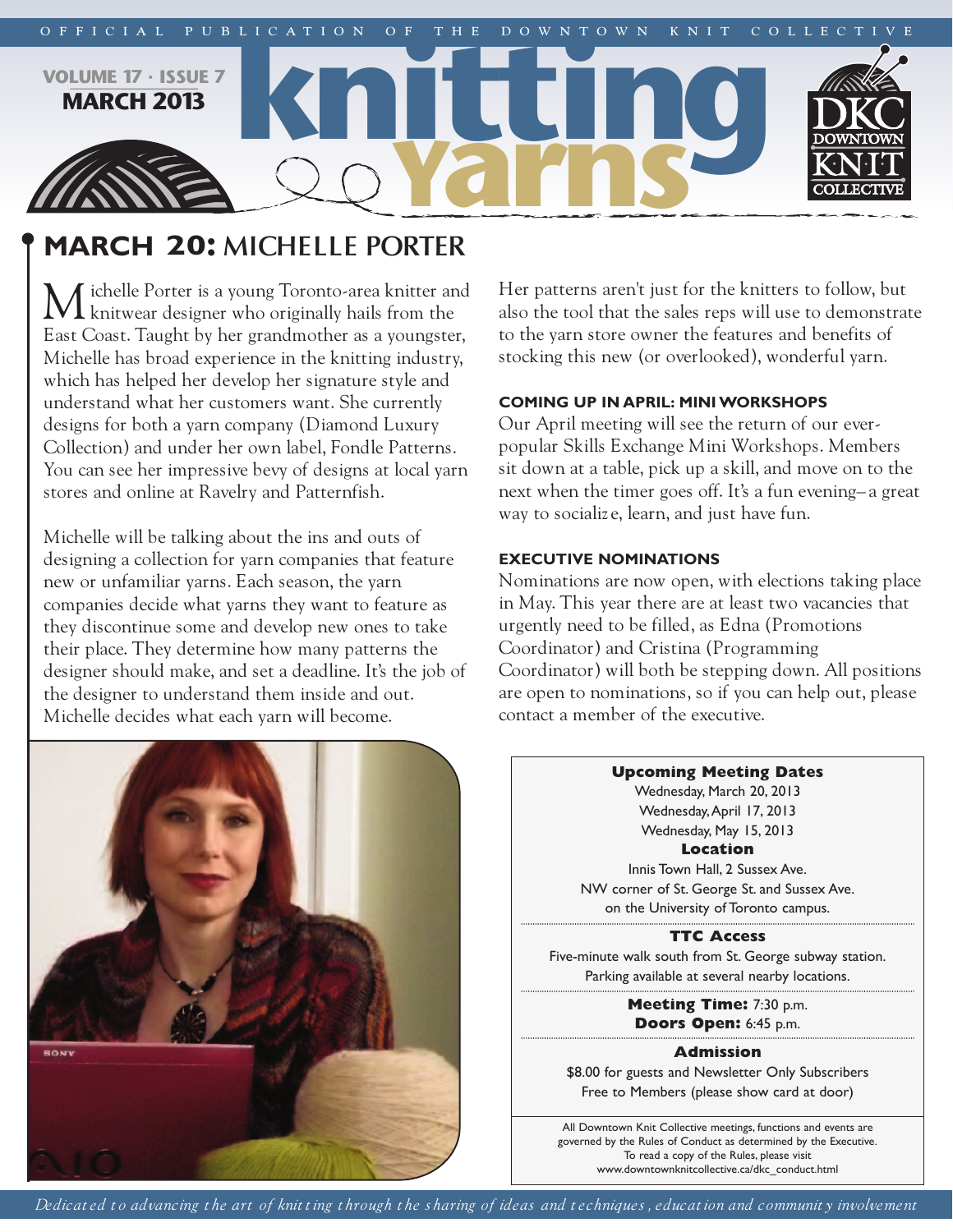OFFICIAL PUBLICATION OF THE DOWNTOWN KNIT COLLECTIVE

VOLUME 17 · ISSUE 7
MARCH 2013

# knitting Yarns

## MARCH 20: MICHELLE PORTER

Michelle Porter is a young Toronto-area knitter and knitwear designer who originally hails from the East Coast. Taught by her grandmother as a youngster, Michelle has broad experience in the knitting industry, which has helped her develop her signature style and understand what her customers want. She currently designs for both a yarn company (Diamond Luxury Collection) and under her own label, Fondle Patterns. You can see her impressive bevy of designs at local yarn stores and online at Ravelry and Patternfish.

Michelle will be talking about the ins and outs of designing a collection for yarn companies that feature new or unfamiliar yarns. Each season, the yarn companies decide what yarns they want to feature as they discontinue some and develop new ones to take their place. They determine how many patterns the designer should make, and set a deadline. It's the job of the designer to understand them inside and out. Michelle decides what each yarn will become.

Her patterns aren't just for the knitters to follow, but also the tool that the sales reps will use to demonstrate to the yarn store owner the features and benefits of stocking this new (or overlooked), wonderful yarn.

### COMING UP IN APRIL: MINI WORKSHOPS

Our April meeting will see the return of our ever-popular Skills Exchange Mini Workshops. Members sit down at a table, pick up a skill, and move on to the next when the timer goes off. It's a fun evening–a great way to socialize, learn, and just have fun.

### EXECUTIVE NOMINATIONS

Nominations are now open, with elections taking place in May. This year there are at least two vacancies that urgently need to be filled, as Edna (Promotions Coordinator) and Cristina (Programming Coordinator) will both be stepping down. All positions are open to nominations, so if you can help out, please contact a member of the executive.

**Upcoming Meeting Dates**

Wednesday, March 20, 2013
Wednesday, April 17, 2013
Wednesday, May 15, 2013

**Location**

Innis Town Hall, 2 Sussex Ave.
NW corner of St. George St. and Sussex Ave.
on the University of Toronto campus.

**TTC Access**

Five-minute walk south from St. George subway station.
Parking available at several nearby locations.

**Meeting Time:** 7:30 p.m.
**Doors Open:** 6:45 p.m.

**Admission**

$8.00 for guests and Newsletter Only Subscribers
Free to Members (please show card at door)

All Downtown Knit Collective meetings, functions and events are governed by the Rules of Conduct as determined by the Executive. To read a copy of the Rules, please visit www.downtownknitcollective.ca/dkc_conduct.html

*Dedicated to advancing the art of knitting through the sharing of ideas and techniques, education and community involvement*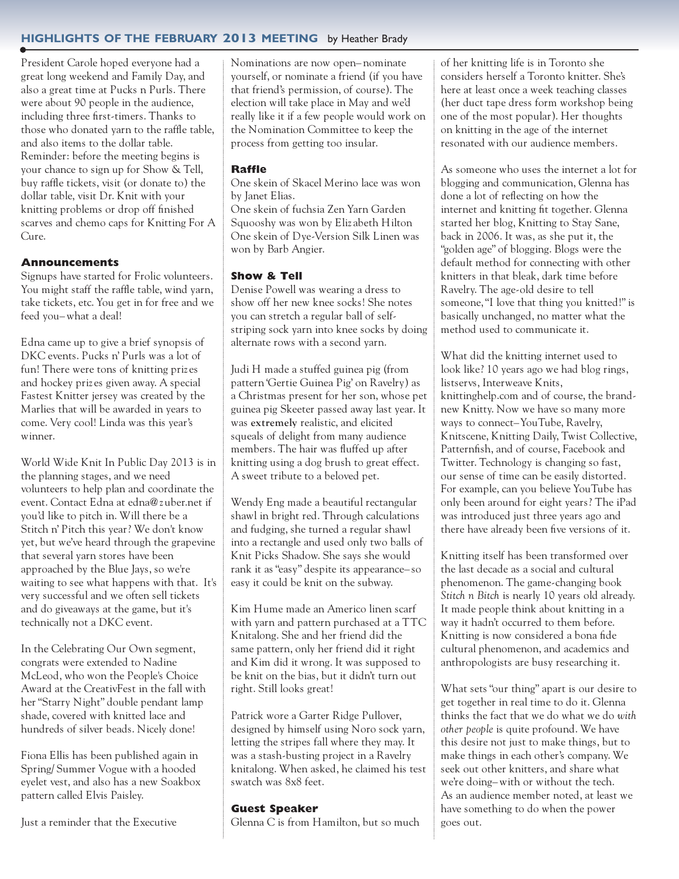## HIGHLIGHTS OF THE FEBRUARY 2013 MEETING by Heather Brady

President Carole hoped everyone had a great long weekend and Family Day, and also a great time at Pucks n Purls. There were about 90 people in the audience, including three first-timers. Thanks to those who donated yarn to the raffle table, and also items to the dollar table. Reminder: before the meeting begins is your chance to sign up for Show & Tell, buy raffle tickets, visit (or donate to) the dollar table, visit Dr. Knit with your knitting problems or drop off finished scarves and chemo caps for Knitting For A Cure.

### Announcements

Signups have started for Frolic volunteers. You might staff the raffle table, wind yarn, take tickets, etc. You get in for free and we feed you–what a deal!

Edna came up to give a brief synopsis of DKC events. Pucks n' Purls was a lot of fun! There were tons of knitting prizes and hockey prizes given away. A special Fastest Knitter jersey was created by the Marlies that will be awarded in years to come. Very cool! Linda was this year's winner.

World Wide Knit In Public Day 2013 is in the planning stages, and we need volunteers to help plan and coordinate the event. Contact Edna at edna@zuber.net if you'd like to pitch in. Will there be a Stitch n' Pitch this year? We don't know yet, but we've heard through the grapevine that several yarn stores have been approached by the Blue Jays, so we're waiting to see what happens with that. It's very successful and we often sell tickets and do giveaways at the game, but it's technically not a DKC event.

In the Celebrating Our Own segment, congrats were extended to Nadine McLeod, who won the People's Choice Award at the CreativFest in the fall with her "Starry Night" double pendant lamp shade, covered with knitted lace and hundreds of silver beads. Nicely done!

Fiona Ellis has been published again in Spring/Summer Vogue with a hooded eyelet vest, and also has a new Soakbox pattern called Elvis Paisley.

Just a reminder that the Executive Nominations are now open–nominate yourself, or nominate a friend (if you have that friend's permission, of course). The election will take place in May and we'd really like it if a few people would work on the Nomination Committee to keep the process from getting too insular.

### Raffle

One skein of Skacel Merino lace was won by Janet Elias.
One skein of fuchsia Zen Yarn Garden Squooshy was won by Elizabeth Hilton
One skein of Dye-Version Silk Linen was won by Barb Angier.

### Show & Tell

Denise Powell was wearing a dress to show off her new knee socks! She notes you can stretch a regular ball of self-striping sock yarn into knee socks by doing alternate rows with a second yarn.

Judi H made a stuffed guinea pig (from pattern 'Gertie Guinea Pig' on Ravelry) as a Christmas present for her son, whose pet guinea pig Skeeter passed away last year. It was **extremely** realistic, and elicited squeals of delight from many audience members. The hair was fluffed up after knitting using a dog brush to great effect. A sweet tribute to a beloved pet.

Wendy Eng made a beautiful rectangular shawl in bright red. Through calculations and fudging, she turned a regular shawl into a rectangle and used only two balls of Knit Picks Shadow. She says she would rank it as "easy" despite its appearance–so easy it could be knit on the subway.

Kim Hume made an Americo linen scarf with yarn and pattern purchased at a TTC Knitalong. She and her friend did the same pattern, only her friend did it right and Kim did it wrong. It was supposed to be knit on the bias, but it didn't turn out right. Still looks great!

Patrick wore a Garter Ridge Pullover, designed by himself using Noro sock yarn, letting the stripes fall where they may. It was a stash-busting project in a Ravelry knitalong. When asked, he claimed his test swatch was 8x8 feet.

### Guest Speaker

Glenna C is from Hamilton, but so much of her knitting life is in Toronto she considers herself a Toronto knitter. She's here at least once a week teaching classes (her duct tape dress form workshop being one of the most popular). Her thoughts on knitting in the age of the internet resonated with our audience members.

As someone who uses the internet a lot for blogging and communication, Glenna has done a lot of reflecting on how the internet and knitting fit together. Glenna started her blog, Knitting to Stay Sane, back in 2006. It was, as she put it, the "golden age" of blogging. Blogs were the default method for connecting with other knitters in that bleak, dark time before Ravelry. The age-old desire to tell someone, "I love that thing you knitted!" is basically unchanged, no matter what the method used to communicate it.

What did the knitting internet used to look like? 10 years ago we had blog rings, listservs, Interweave Knits, knittinghelp.com and of course, the brand-new Knitty. Now we have so many more ways to connect–YouTube, Ravelry, Knitscene, Knitting Daily, Twist Collective, Patternfish, and of course, Facebook and Twitter. Technology is changing so fast, our sense of time can be easily distorted. For example, can you believe YouTube has only been around for eight years? The iPad was introduced just three years ago and there have already been five versions of it.

Knitting itself has been transformed over the last decade as a social and cultural phenomenon. The game-changing book *Stitch n Bitch* is nearly 10 years old already. It made people think about knitting in a way it hadn't occurred to them before. Knitting is now considered a bona fide cultural phenomenon, and academics and anthropologists are busy researching it.

What sets "our thing" apart is our desire to get together in real time to do it. Glenna thinks the fact that we do what we do *with other people* is quite profound. We have this desire not just to make things, but to make things in each other's company. We seek out other knitters, and share what we're doing–with or without the tech. As an audience member noted, at least we have something to do when the power goes out.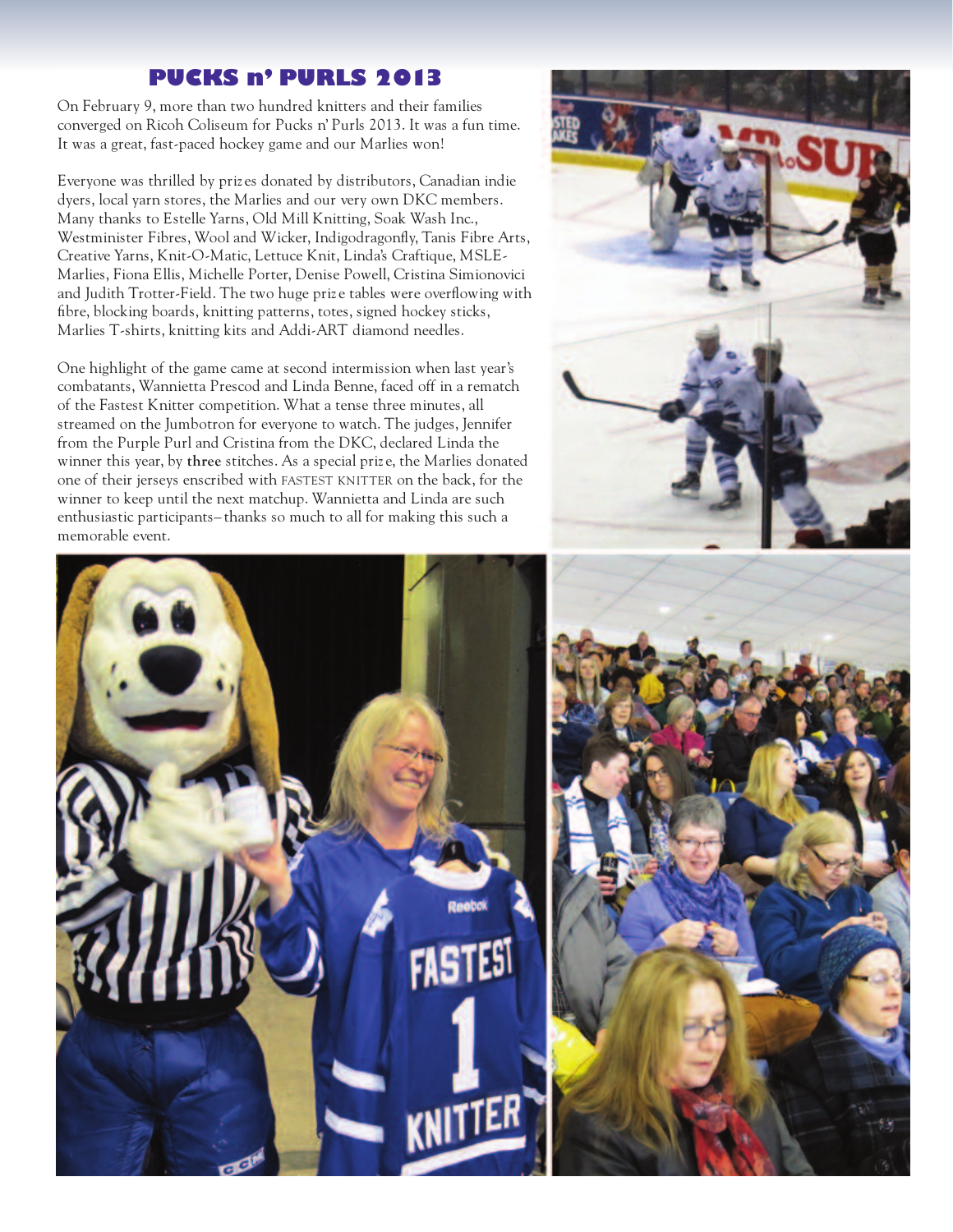# PUCKS n' PURLS 2013

On February 9, more than two hundred knitters and their families converged on Ricoh Coliseum for Pucks n' Purls 2013. It was a fun time. It was a great, fast-paced hockey game and our Marlies won!

Everyone was thrilled by prizes donated by distributors, Canadian indie dyers, local yarn stores, the Marlies and our very own DKC members. Many thanks to Estelle Yarns, Old Mill Knitting, Soak Wash Inc., Westminister Fibres, Wool and Wicker, Indigodragonfly, Tanis Fibre Arts, Creative Yarns, Knit-O-Matic, Lettuce Knit, Linda's Craftique, MSLE-Marlies, Fiona Ellis, Michelle Porter, Denise Powell, Cristina Simionovici and Judith Trotter-Field. The two huge prize tables were overflowing with fibre, blocking boards, knitting patterns, totes, signed hockey sticks, Marlies T-shirts, knitting kits and Addi-ART diamond needles.

One highlight of the game came at second intermission when last year's combatants, Wannietta Prescod and Linda Benne, faced off in a rematch of the Fastest Knitter competition. What a tense three minutes, all streamed on the Jumbotron for everyone to watch. The judges, Jennifer from the Purple Purl and Cristina from the DKC, declared Linda the winner this year, by **three** stitches. As a special prize, the Marlies donated one of their jerseys enscribed with FASTEST KNITTER on the back, for the winner to keep until the next matchup. Wannietta and Linda are such enthusiastic participants—thanks so much to all for making this such a memorable event.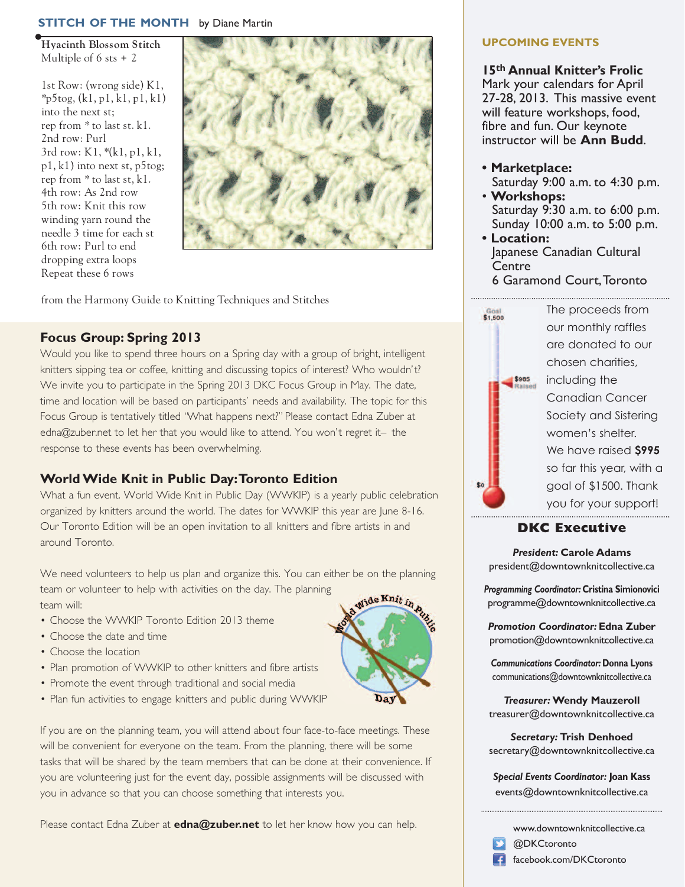## STITCH OF THE MONTH by Diane Martin

**Hyacinth Blossom Stitch**
Multiple of 6 sts + 2

1st Row: (wrong side) K1, *p5tog, (k1, p1, k1, p1, k1) into the next st;
rep from * to last st. k1.
2nd row: Purl
3rd row: K1, *(k1, p1, k1, p1, k1) into next st, p5tog;
rep from * to last st, k1.
4th row: As 2nd row
5th row: Knit this row winding yarn round the needle 3 time for each st
6th row: Purl to end dropping extra loops
Repeat these 6 rows

from the Harmony Guide to Knitting Techniques and Stitches

### Focus Group: Spring 2013

Would you like to spend three hours on a Spring day with a group of bright, intelligent knitters sipping tea or coffee, knitting and discussing topics of interest? Who wouldn't? We invite you to participate in the Spring 2013 DKC Focus Group in May. The date, time and location will be based on participants' needs and availability. The topic for this Focus Group is tentatively titled "What happens next?" Please contact Edna Zuber at edna@zuber.net to let her that you would like to attend. You won't regret it– the response to these events has been overwhelming.

### World Wide Knit in Public Day: Toronto Edition

What a fun event. World Wide Knit in Public Day (WWKIP) is a yearly public celebration organized by knitters around the world. The dates for WWKIP this year are June 8-16. Our Toronto Edition will be an open invitation to all knitters and fibre artists in and around Toronto.

We need volunteers to help us plan and organize this. You can either be on the planning team or volunteer to help with activities on the day. The planning team will:

- Choose the WWKIP Toronto Edition 2013 theme
- Choose the date and time
- Choose the location
- Plan promotion of WWKIP to other knitters and fibre artists
- Promote the event through traditional and social media
- Plan fun activities to engage knitters and public during WWKIP

If you are on the planning team, you will attend about four face-to-face meetings. These will be convenient for everyone on the team. From the planning, there will be some tasks that will be shared by the team members that can be done at their convenience. If you are volunteering just for the event day, possible assignments will be discussed with you in advance so that you can choose something that interests you.

Please contact Edna Zuber at **edna@zuber.net** to let her know how you can help.

## UPCOMING EVENTS

**15th Annual Knitter's Frolic**
Mark your calendars for April 27-28, 2013. This massive event will feature workshops, food, fibre and fun. Our keynote instructor will be **Ann Budd**.

- **Marketplace:**
  Saturday 9:00 a.m. to 4:30 p.m.
- **Workshops:**
  Saturday 9:30 a.m. to 6:00 p.m.
  Sunday 10:00 a.m. to 5:00 p.m.
- **Location:**
  Japanese Canadian Cultural Centre
  6 Garamond Court, Toronto

Goal
$1,500
$985
Raised
$0

The proceeds from our monthly raffles are donated to our chosen charities, including the Canadian Cancer Society and Sistering women's shelter. We have raised **$995** so far this year, with a goal of $1500. Thank you for your support!

## DKC Executive

***President:*** **Carole Adams**
president@downtownknitcollective.ca

***Programming Coordinator:*** **Cristina Simionovici**
programme@downtownknitcollective.ca

***Promotion Coordinator:*** **Edna Zuber**
promotion@downtownknitcollective.ca

***Communications Coordinator:*** **Donna Lyons**
communications@downtownknitcollective.ca

***Treasurer:*** **Wendy Mauzeroll**
treasurer@downtownknitcollective.ca

***Secretary:*** **Trish Denhoed**
secretary@downtownknitcollective.ca

***Special Events Coordinator:*** **Joan Kass**
events@downtownknitcollective.ca

www.downtownknitcollective.ca
@DKCtoronto
facebook.com/DKCtoronto